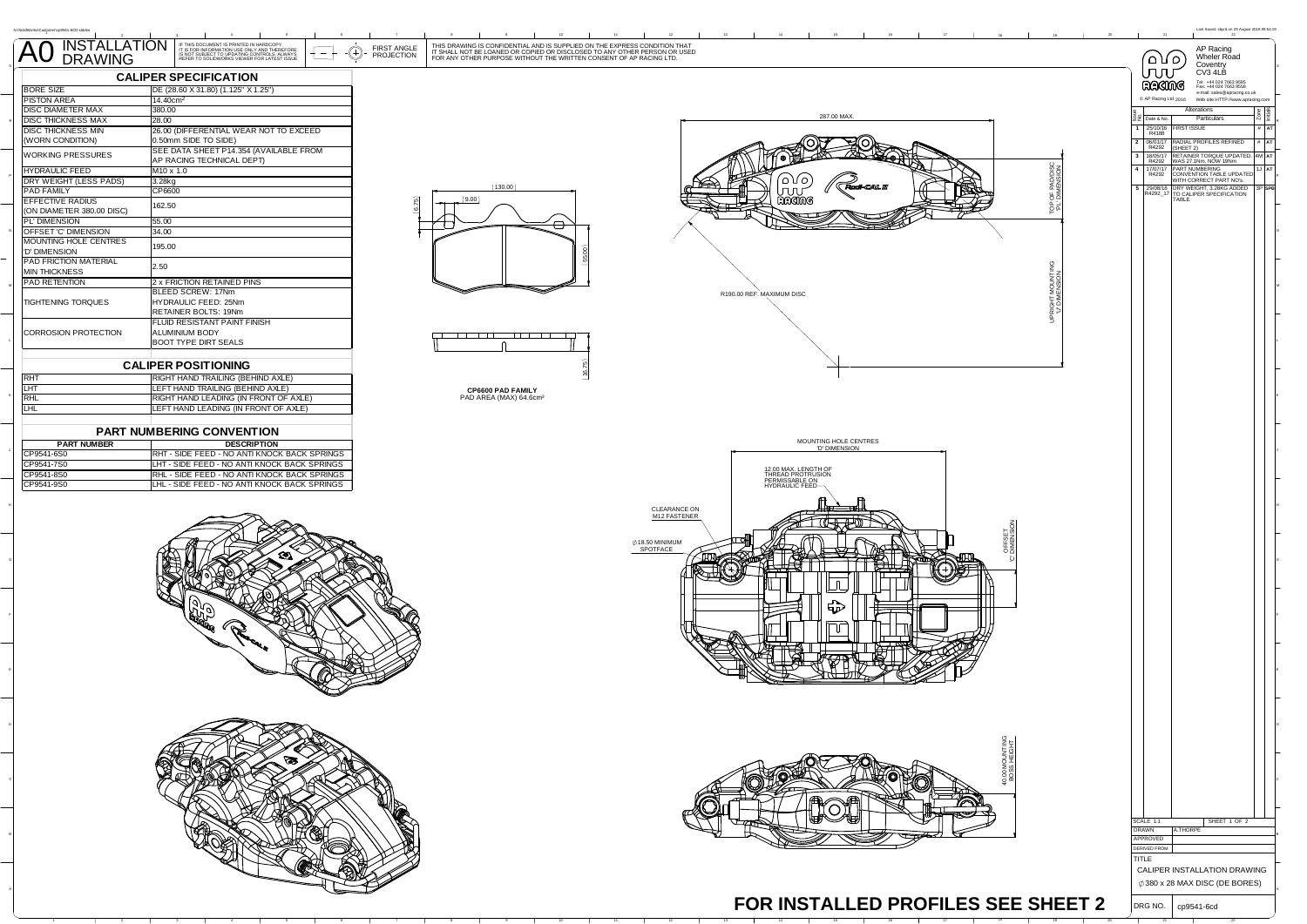# A0 INSTALLATION DRAWING

IF THIS DOCUMENT IS PRINTED IN HARDCOPY IT IS FOR INFORMATION USE ONLY AND THEREFORE IS NOT SUBJECT TO UPDATING CONTROLS. ALWAYS REFER TO SOLIDWORKS VIEWER FOR LATEST ISSUE.

FIRST ANGLE PROJECTION

THIS DRAWING IS CONFIDENTIAL AND IS SUPPLIED ON THE EXPRESS CONDITION THAT IT SHALL NOT BE LOANED OR COPIED OR DISCLOSED TO ANY OTHER PERSON OR USED FOR ANY OTHER PURPOSE WITHOUT THE WRITTEN CONSENT OF AP RACING LTD.

## CALIPER SPECIFICATION

| | |
|---|---|
| BORE SIZE | DE (28.60 X 31.80) (1.125" X 1.25") |
| PISTON AREA | 14.40cm² |
| DISC DIAMETER MAX | 380.00 |
| DISC THICKNESS MAX | 28.00 |
| DISC THICKNESS MIN (WORN CONDITION) | 26.00 (DIFFERENTIAL WEAR NOT TO EXCEED 0.50mm SIDE TO SIDE) |
| WORKING PRESSURES | SEE DATA SHEET P14.354 (AVAILABLE FROM AP RACING TECHNICAL DEPT) |
| HYDRAULIC FEED | M10 x 1.0 |
| DRY WEIGHT (LESS PADS) | 3.28kg |
| PAD FAMILY | CP6600 |
| EFFECTIVE RADIUS (ON DIAMETER 380.00 DISC) | 162.50 |
| 'PL' DIMENSION | 55.00 |
| OFFSET 'C' DIMENSION | 34.00 |
| MOUNTING HOLE CENTRES 'D' DIMENSION | 195.00 |
| PAD FRICTION MATERIAL MIN THICKNESS | 2.50 |
| PAD RETENTION | 2 x FRICTION RETAINED PINS |
| TIGHTENING TORQUES | BLEED SCREW: 17Nm<br>HYDRAULIC FEED: 25Nm<br>RETAINER BOLTS: 19Nm |
| CORROSION PROTECTION | FLUID RESISTANT PAINT FINISH<br>ALUMINIUM BODY<br>BOOT TYPE DIRT SEALS |

## CALIPER POSITIONING

| | |
|---|---|
| RHT | RIGHT HAND TRAILING (BEHIND AXLE) |
| LHT | LEFT HAND TRAILING (BEHIND AXLE) |
| RHL | RIGHT HAND LEADING (IN FRONT OF AXLE) |
| LHL | LEFT HAND LEADING (IN FRONT OF AXLE) |

## PART NUMBERING CONVENTION

| PART NUMBER | DESCRIPTION |
|---|---|
| CP9541-6S0 | RHT - SIDE FEED - NO ANTI KNOCK BACK SPRINGS |
| CP9541-7S0 | LHT - SIDE FEED - NO ANTI KNOCK BACK SPRINGS |
| CP9541-8S0 | RHL - SIDE FEED - NO ANTI KNOCK BACK SPRINGS |
| CP9541-9S0 | LHL - SIDE FEED - NO ANTI KNOCK BACK SPRINGS |

130.00
9.00
6.75
55.00
16.75

**CP6600 PAD FAMILY**
PAD AREA (MAX) 64.6cm²

287.00 MAX.
TOP OF PAD/DISC 'PL' DIMENSION
R190.00 REF. MAXIMUM DISC
UPRIGHT MOUNTING 'C' DIMENSION

MOUNTING HOLE CENTRES 'D' DIMENSION
12.00 MAX. LENGTH OF THREAD PROTRUSION PERMISSABLE ON HYDRAULIC FEED
CLEARANCE ON M12 FASTENER
∅18.50 MINIMUM SPOTFACE
OFFSET 'C' DIMENSION
40.00 MOUNTING BOSS HEIGHT

AP Racing
Wheler Road
Coventry
CV3 4LB
Tel: +44 024 7663 9595
Fax: +44 024 7663 9559
e-mail: sales@apracing.co.uk
Web site: HTTP://www.apracing.com
© AP Racing Ltd 2016

| Issue No. | Date & No. | Alterations Particulars | Zone | Initials |
|---|---|---|---|---|
| 1 | 25/10/16 R4188 | FIRST ISSUE | - | AT |
| 2 | 06/01/17 R4292 | RADIAL PROFILES REFINED (SHEET 2) | - | AT |
| 3 | 18/05/17 R4292 | RETAINER TORQUE UPDATED. WAS 27.1Nm, NOW 19Nm | 4M | AT |
| 4 | 17/07/17 R4292 | PART NUMBERING CONVENTION TABLE UPDATED WITH CORRECT PART NO's. | 1J | AT |
| 5 | 29/08/18 R4292_17 | DRY WEIGHT, 3.28KG ADDED TO CALIPER SPECIFICATION TABLE | 3P | SPB |

SCALE 1:1 — SHEET 1 OF 2
DRAWN: A.THORPE
APPROVED
DERIVED FROM
TITLE: CALIPER INSTALLATION DRAWING ∅380 x 28 MAX DISC (DE BORES)
DRG NO. cp9541-6cd

**FOR INSTALLED PROFILES SEE SHEET 2**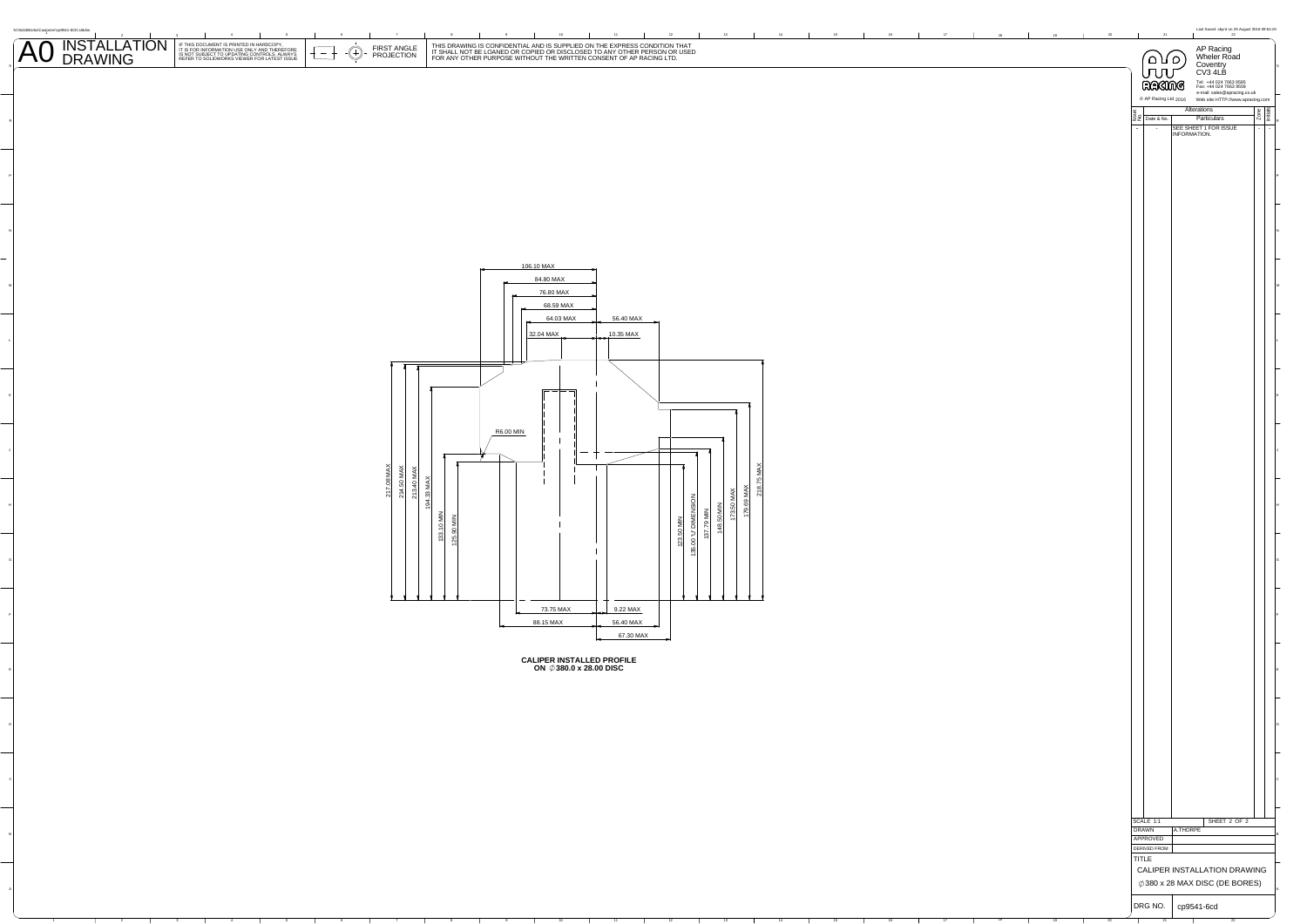# A0 INSTALLATION DRAWING

IF THIS DOCUMENT IS PRINTED IN HARDCOPY, IT IS FOR INFORMATION USE ONLY AND THEREFORE IS NOT SUBJECT TO UPDATING CONTROLS. ALWAYS REFER TO SOLIDWORKS VIEWER FOR LATEST ISSUE.

FIRST ANGLE PROJECTION

THIS DRAWING IS CONFIDENTIAL AND IS SUPPLIED ON THE EXPRESS CONDITION THAT IT SHALL NOT BE LOANED OR COPIED OR DISCLOSED TO ANY OTHER PERSON OR USED FOR ANY OTHER PURPOSE WITHOUT THE WRITTEN CONSENT OF AP RACING LTD.

AP Racing
Wheler Road
Coventry
CV3 4LB

Tel: +44 024 7663 9595
Fax: +44 024 7663 9559
e-mail: sales@apracing.co.uk
Web site: HTTP://www.apracing.com

© AP Racing Ltd 2016

| Issue No. | Date & No. | Alterations Particulars | Zone | Initials |
|---|---|---|---|---|
| - | - | SEE SHEET 1 FOR ISSUE INFORMATION. | - | - |

106.10 MAX
84.80 MAX
76.80 MAX
68.59 MAX
64.03 MAX
56.40 MAX
32.04 MAX
10.35 MAX
R6.00 MIN
217.08 MAX
214.50 MAX
213.40 MAX
194.33 MAX
133.10 MIN
125.90 MIN
123.50 MIN
135.00 'U' DIMENSION
137.79 MIN
148.50 MIN
173.50 MAX
178.69 MAX
218.75 MAX
73.75 MAX
9.22 MAX
88.15 MAX
56.40 MAX
67.30 MAX

**CALIPER INSTALLED PROFILE ON ∅380.0 x 28.00 DISC**

| | |
|---|---|
| SCALE 1:1 | SHEET 2 OF 2 |
| DRAWN | A.THORPE |
| APPROVED | |
| DERIVED FROM | |

TITLE
CALIPER INSTALLATION DRAWING
∅380 x 28 MAX DISC (DE BORES)

DRG NO. cp9541-6cd